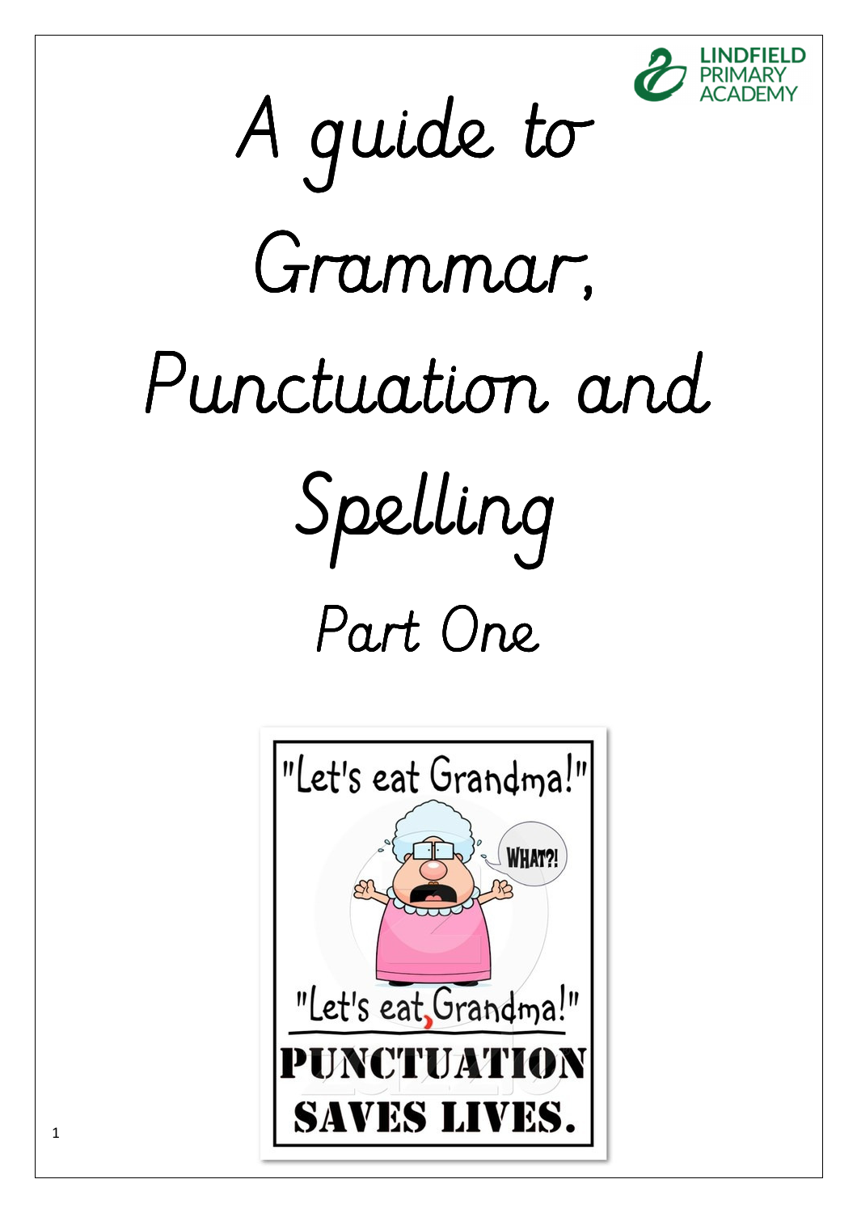LINDFIELD PRIMARY ACADEMY

# A guide to Grammar, Punctuation and Spelling

## Part One

"Let's eat Grandma!"

WHAT?!

"Let's eat, Grandma!"

PUNCTUATION SAVES LIVES.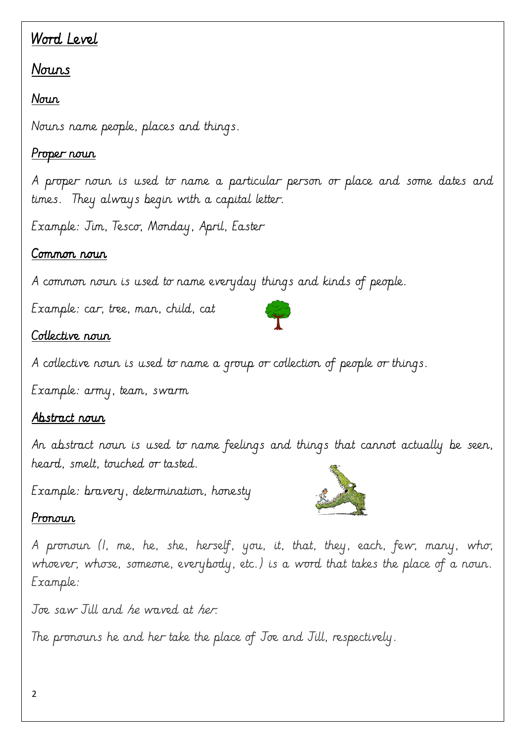# Word Level

## Nouns

### Noun

Nouns name people, places and things.

### Proper noun

A proper noun is used to name a particular person or place and some dates and times. They always begin with a capital letter.

Example: Jim, Tesco, Monday, April, Easter

### Common noun

A common noun is used to name everyday things and kinds of people.

Example: car, tree, man, child, cat

### Collective noun

A collective noun is used to name a group or collection of people or things.

Example: army, team, swarm

### Abstract noun

An abstract noun is used to name feelings and things that cannot actually be seen, heard, smelt, touched or tasted.

Example: bravery, determination, honesty

### Pronoun

A pronoun (I, me, he, she, herself, you, it, that, they, each, few, many, who, whoever, whose, someone, everybody, etc.) is a word that takes the place of a noun. Example:

Joe saw Jill and he waved at her.

The pronouns he and her take the place of Joe and Jill, respectively.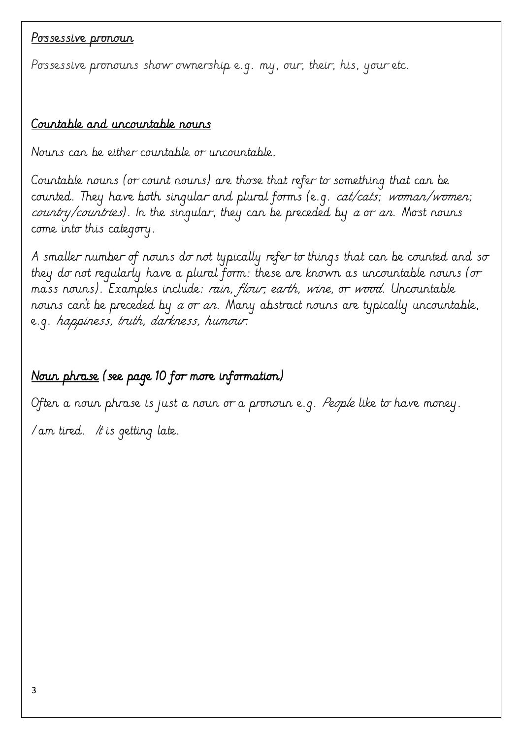## Possessive pronoun

Possessive pronouns show ownership e.g. my, our, their, his, your etc.

## Countable and uncountable nouns

Nouns can be either countable or uncountable.

Countable nouns (or count nouns) are those that refer to something that can be counted. They have both singular and plural forms (e.g. *cat/cats*; *woman/women*; *country/countries*). In the singular, they can be preceded by *a* or *an*. Most nouns come into this category.

A smaller number of nouns do not typically refer to things that can be counted and so they do not regularly have a plural form: these are known as uncountable nouns (or mass nouns). Examples include: *rain*, *flour*, *earth*, *wine*, or *wood*. Uncountable nouns can't be preceded by *a* or *an*. Many abstract nouns are typically uncountable, e.g. *happiness*, *truth*, *darkness*, *humour*.

## Noun phrase (see page 10 for more information)

Often a noun phrase is just a noun or a pronoun e.g. *People* like to have money.

*I* am tired. *It* is getting late.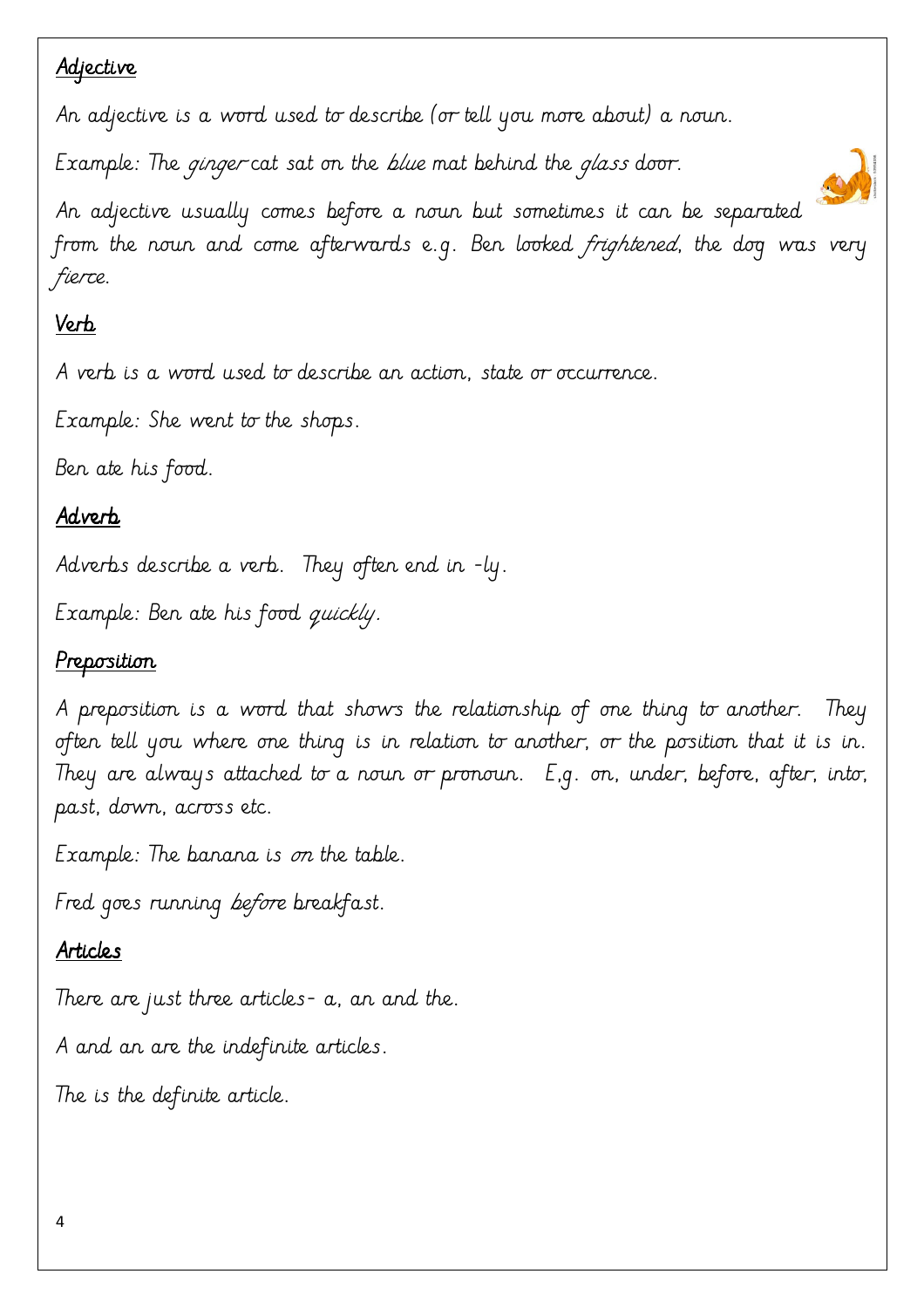## Adjective

An adjective is a word used to describe (or tell you more about) a noun.

Example: The *ginger* cat sat on the *blue* mat behind the *glass* door.

An adjective usually comes before a noun but sometimes it can be separated from the noun and come afterwards e.g. Ben looked *frightened*, the dog was very *fierce*.

## Verb

A verb is a word used to describe an action, state or occurrence.

Example: She went to the shops.

Ben ate his food.

## Adverb

Adverbs describe a verb. They often end in -ly.

Example: Ben ate his food *quickly*.

## Preposition

A preposition is a word that shows the relationship of one thing to another. They often tell you where one thing is in relation to another, or the position that it is in. They are always attached to a noun or pronoun. E.g. on, under, before, after, into, past, down, across etc.

Example: The banana is *on* the table.

Fred goes running *before* breakfast.

## Articles

There are just three articles- a, an and the.

A and an are the indefinite articles.

The is the definite article.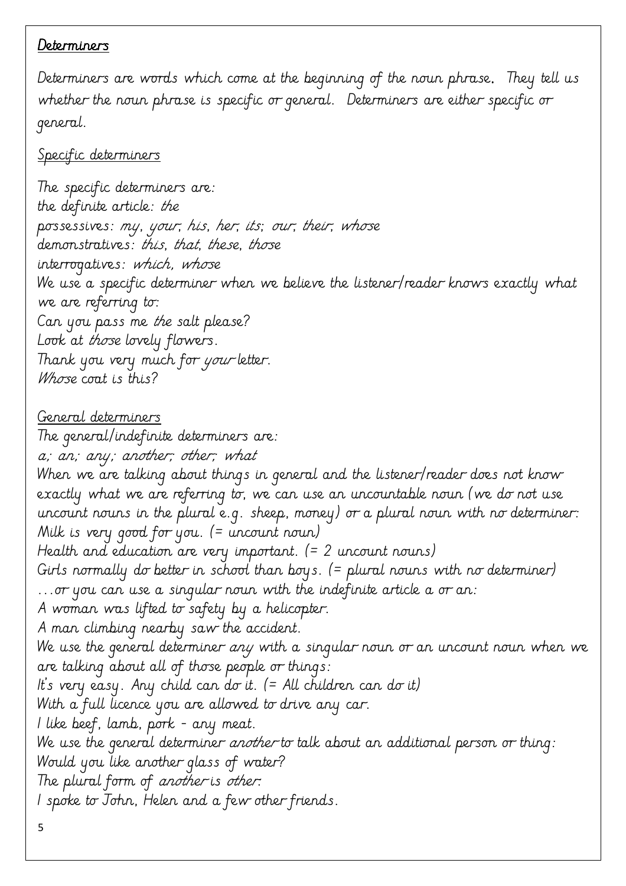## Determiners

Determiners are words which come at the beginning of the noun phrase. They tell us whether the noun phrase is specific or general. Determiners are either specific or general.

### Specific determiners

The specific determiners are:
the definite article: *the*
possessives: *my*, *your*, *his*, *her*, *its*; *our*, *their*, *whose*
demonstratives: *this*, *that*, *these*, *those*
interrogatives: *which*, *whose*
We use a specific determiner when we believe the listener/reader knows exactly what we are referring to:
Can you pass me *the* salt please?
Look at *those* lovely flowers.
Thank you very much for *your* letter.
*Whose* coat is this?

### General determiners

The general/indefinite determiners are:
*a*,; *an*,; *any*,; *another*; *other*; *what*
When we are talking about things in general and the listener/reader does not know exactly what we are referring to, we can use an uncountable noun (we do not use uncount nouns in the plural e.g. sheep, money) or a plural noun with no determiner:
Milk is very good for you. (= uncount noun)
Health and education are very important. (= 2 uncount nouns)
Girls normally do better in school than boys. (= plural nouns with no determiner)
…or you can use a singular noun with the indefinite article a or an:
A woman was lifted to safety by a helicopter.
A man climbing nearby saw the accident.
We use the general determiner *any* with a singular noun or an uncount noun when we are talking about all of those people or things:
It's very easy. Any child can do it. (= All children can do it)
With a full licence you are allowed to drive any car.
I like beef, lamb, pork - any meat.
We use the general determiner *another* to talk about an additional person or thing:
Would you like another glass of water?
The plural form of *another* is *other*:
I spoke to John, Helen and a few other friends.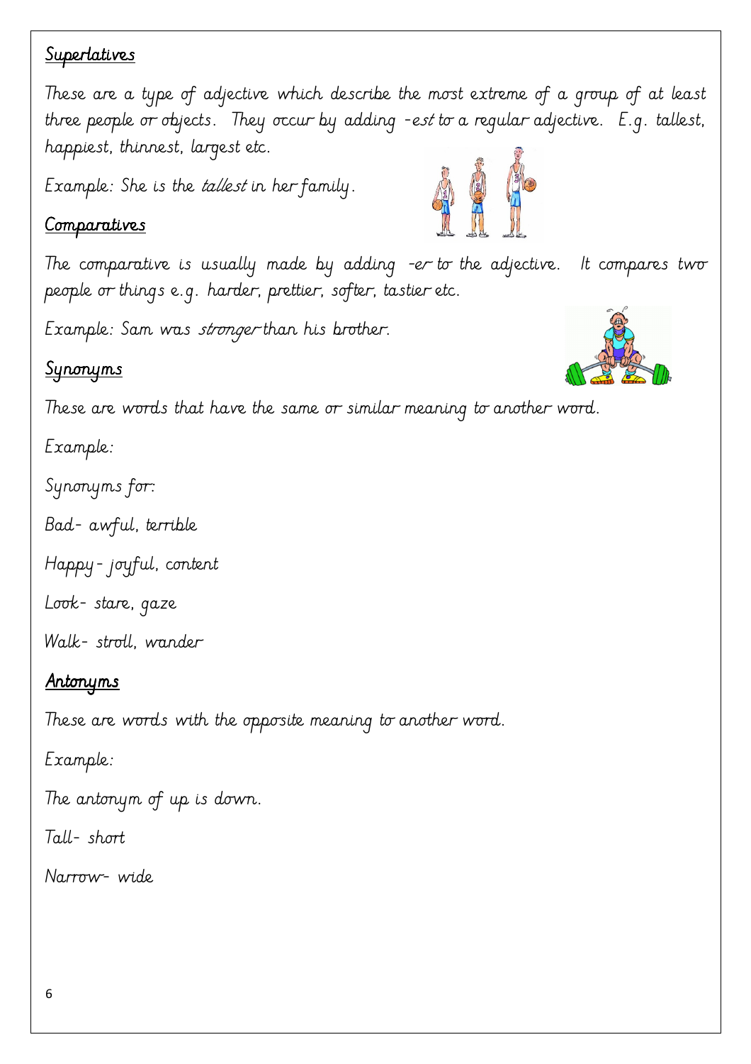## Superlatives

These are a type of adjective which describe the most extreme of a group of at least three people or objects. They occur by adding *-est* to a regular adjective. E.g. tallest, happiest, thinnest, largest etc.

Example: She is the *tallest* in her family.

## Comparatives

The comparative is usually made by adding *-er* to the adjective. It compares two people or things e.g. harder, prettier, softer, tastier etc.

Example: Sam was *stronger* than his brother.

## Synonyms

These are words that have the same or similar meaning to another word.

Example:

Synonyms for:

Bad- awful, terrible

Happy - joyful, content

Look- stare, gaze

Walk- stroll, wander

## Antonyms

These are words with the opposite meaning to another word.

Example:

The antonym of up is down.

Tall- short

Narrow- wide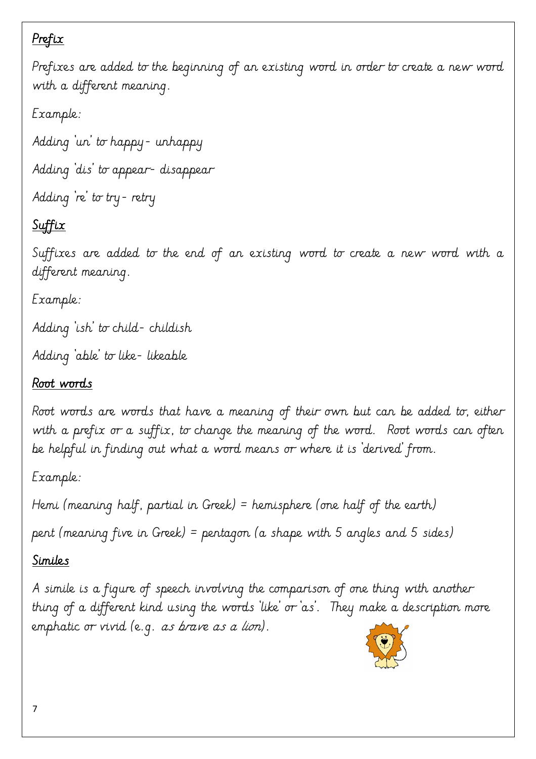## Prefix

Prefixes are added to the beginning of an existing word in order to create a new word with a different meaning.

Example:

Adding 'un' to happy - unhappy

Adding 'dis' to appear- disappear

Adding 're' to try - retry

## Suffix

Suffixes are added to the end of an existing word to create a new word with a different meaning.

Example:

Adding 'ish' to child- childish

Adding 'able' to like- likeable

## Root words

Root words are words that have a meaning of their own but can be added to, either with a prefix or a suffix, to change the meaning of the word. Root words can often be helpful in finding out what a word means or where it is 'derived' from.

Example:

Hemi (meaning half, partial in Greek) = hemisphere (one half of the earth)

pent (meaning five in Greek) = pentagon (a shape with 5 angles and 5 sides)

## Similes

A simile is a figure of speech involving the comparison of one thing with another thing of a different kind using the words 'like' or 'as'. They make a description more emphatic or vivid (e.g. *as brave as a lion*).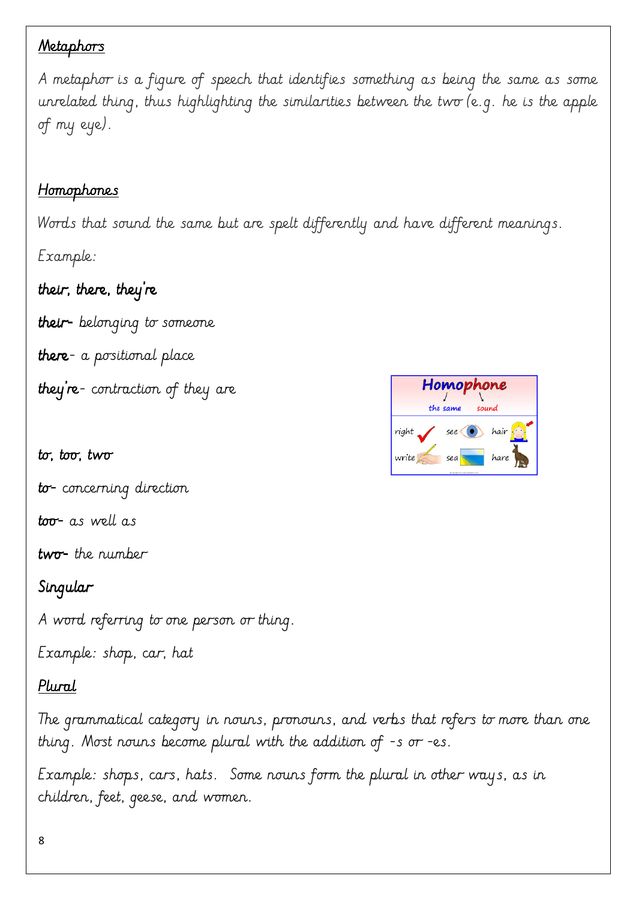## Metaphors

A metaphor is a figure of speech that identifies something as being the same as some unrelated thing, thus highlighting the similarities between the two (e.g. he is the apple of my eye).

## Homophones

Words that sound the same but are spelt differently and have different meanings.

Example:

**their, there, they're**

**their**- belonging to someone

**there**- a positional place

**they're**- contraction of they are

**to, too, two**

**to**- concerning direction

**too**- as well as

**two**- the number

## Singular

A word referring to one person or thing.

Example: shop, car, hat

## Plural

The grammatical category in nouns, pronouns, and verbs that refers to more than one thing. Most nouns become plural with the addition of -s or -es.

Example: shops, cars, hats. Some nouns form the plural in other ways, as in children, feet, geese, and women.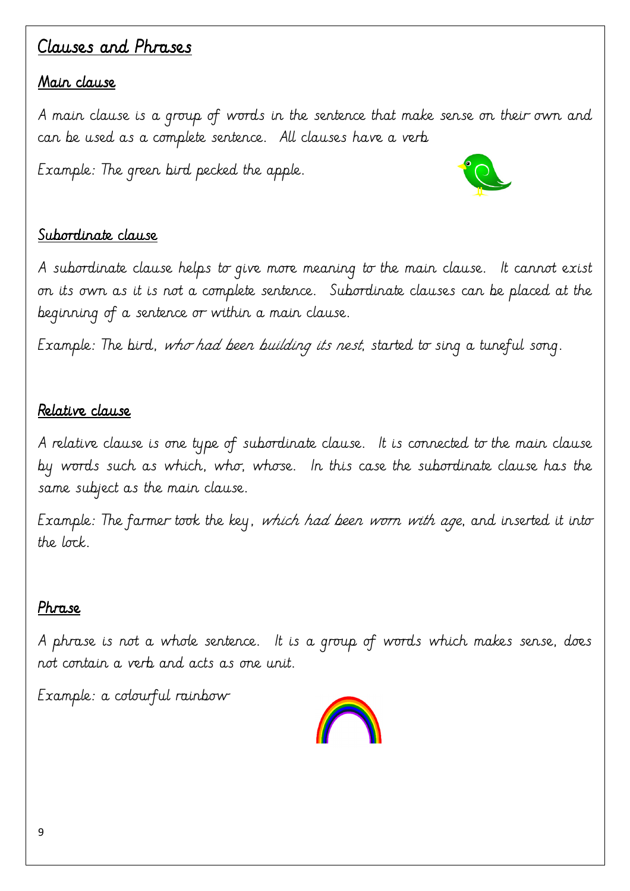# Clauses and Phrases

## Main clause

A main clause is a group of words in the sentence that make sense on their own and can be used as a complete sentence. All clauses have a verb

Example: The green bird pecked the apple.

## Subordinate clause

A subordinate clause helps to give more meaning to the main clause. It cannot exist on its own as it is not a complete sentence. Subordinate clauses can be placed at the beginning of a sentence or within a main clause.

Example: The bird, *who had been building its nest*, started to sing a tuneful song.

## Relative clause

A relative clause is one type of subordinate clause. It is connected to the main clause by words such as which, who, whose. In this case the subordinate clause has the same subject as the main clause.

Example: The farmer took the key, *which had been worn with age*, and inserted it into the lock.

## Phrase

A phrase is not a whole sentence. It is a group of words which makes sense, does not contain a verb and acts as one unit.

Example: a colourful rainbow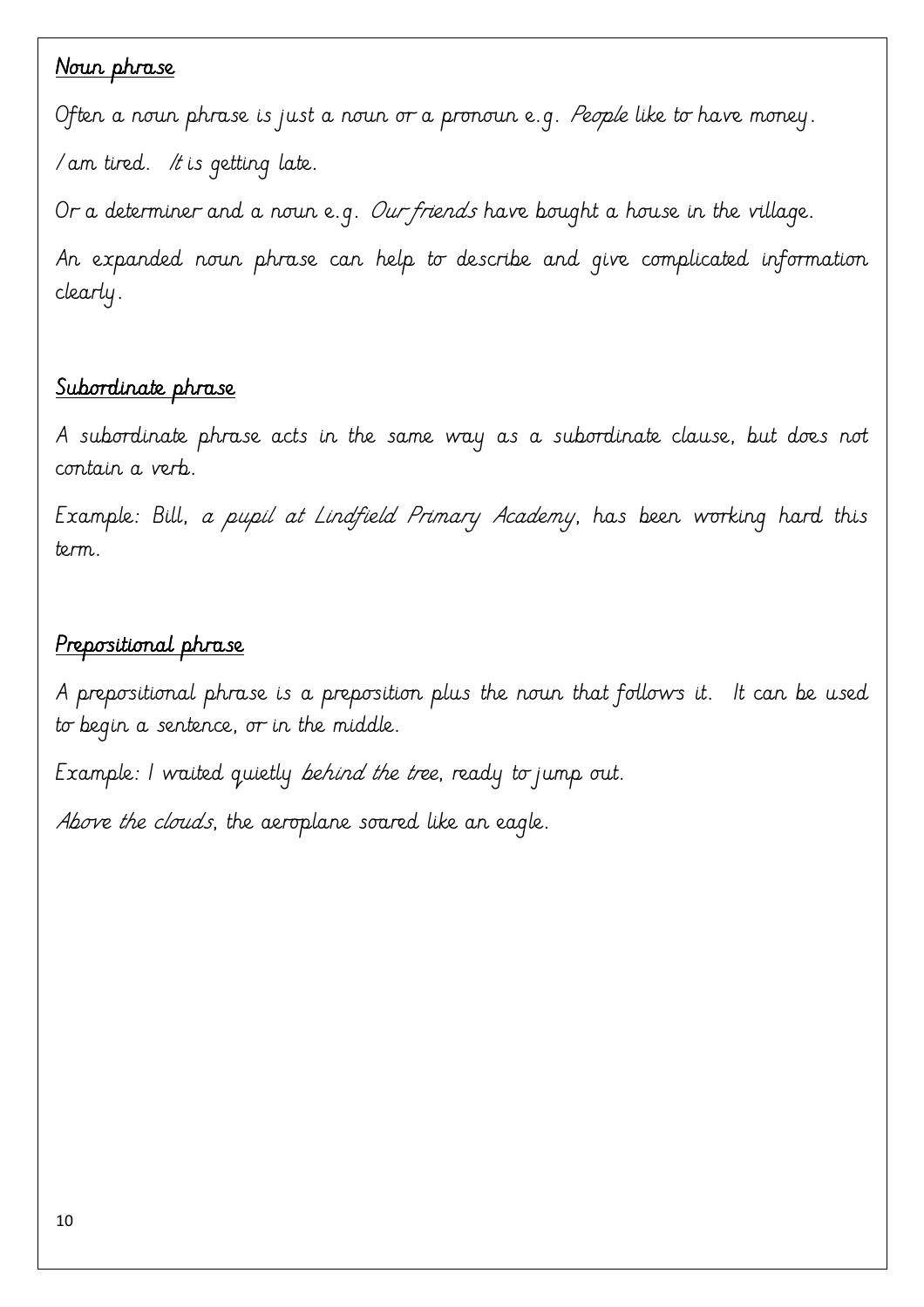## Noun phrase

Often a noun phrase is just a noun or a pronoun e.g. *People* like to have money.

*I* am tired. *It* is getting late.

Or a determiner and a noun e.g. *Our friends* have bought a house in the village.

An expanded noun phrase can help to describe and give complicated information clearly.

## Subordinate phrase

A subordinate phrase acts in the same way as a subordinate clause, but does not contain a verb.

Example: Bill, *a pupil at Lindfield Primary Academy*, has been working hard this term.

## Prepositional phrase

A prepositional phrase is a preposition plus the noun that follows it. It can be used to begin a sentence, or in the middle.

Example: I waited quietly *behind the tree*, ready to jump out.

*Above the clouds*, the aeroplane soared like an eagle.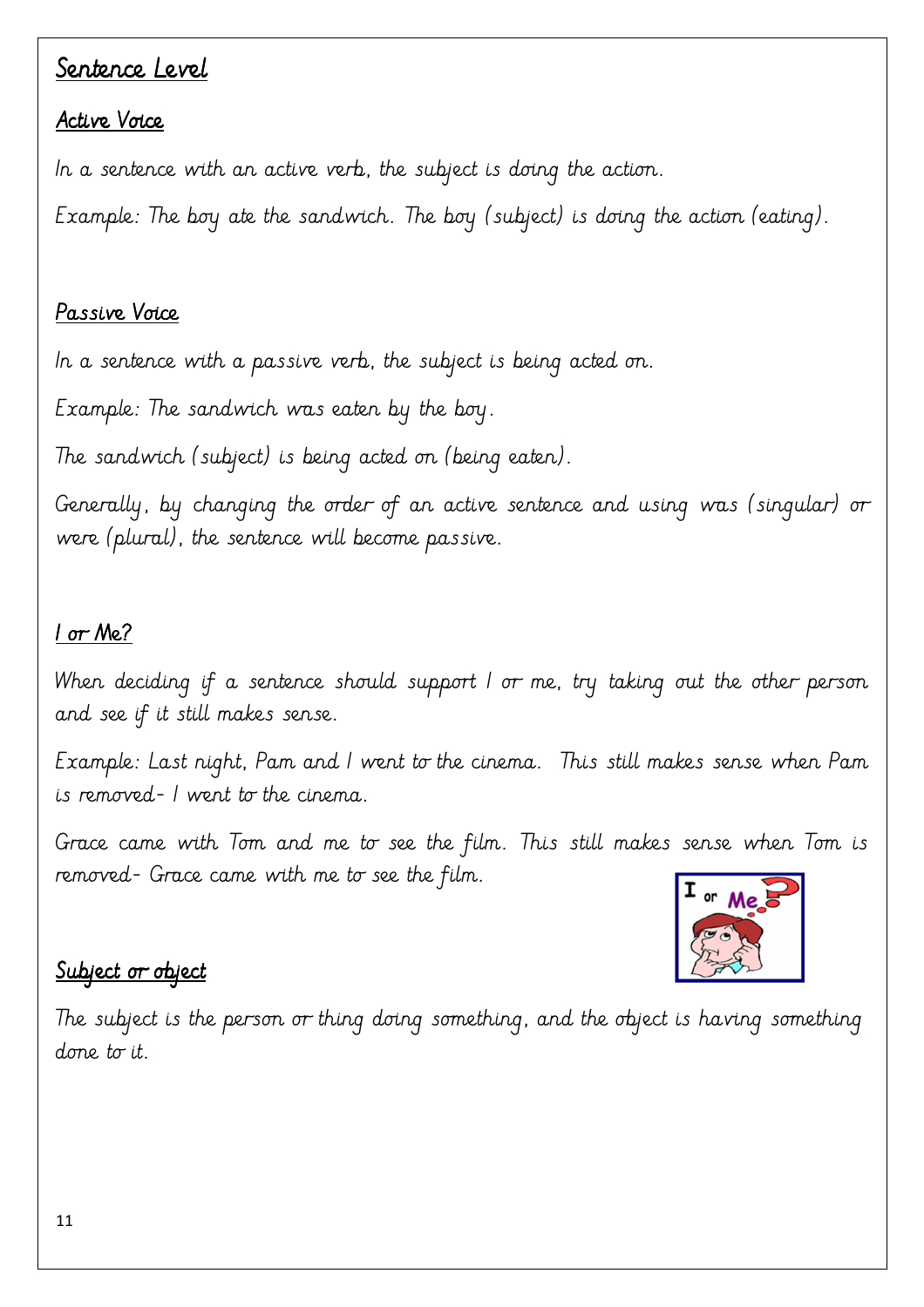# Sentence Level

## Active Voice

In a sentence with an active verb, the subject is doing the action.

Example: The boy ate the sandwich. The boy (subject) is doing the action (eating).

## Passive Voice

In a sentence with a passive verb, the subject is being acted on.

Example: The sandwich was eaten by the boy.

The sandwich (subject) is being acted on (being eaten).

Generally, by changing the order of an active sentence and using was (singular) or were (plural), the sentence will become passive.

## I or Me?

When deciding if a sentence should support I or me, try taking out the other person and see if it still makes sense.

Example: Last night, Pam and I went to the cinema. This still makes sense when Pam is removed- I went to the cinema.

Grace came with Tom and me to see the film. This still makes sense when Tom is removed- Grace came with me to see the film.

## Subject or object

The subject is the person or thing doing something, and the object is having something done to it.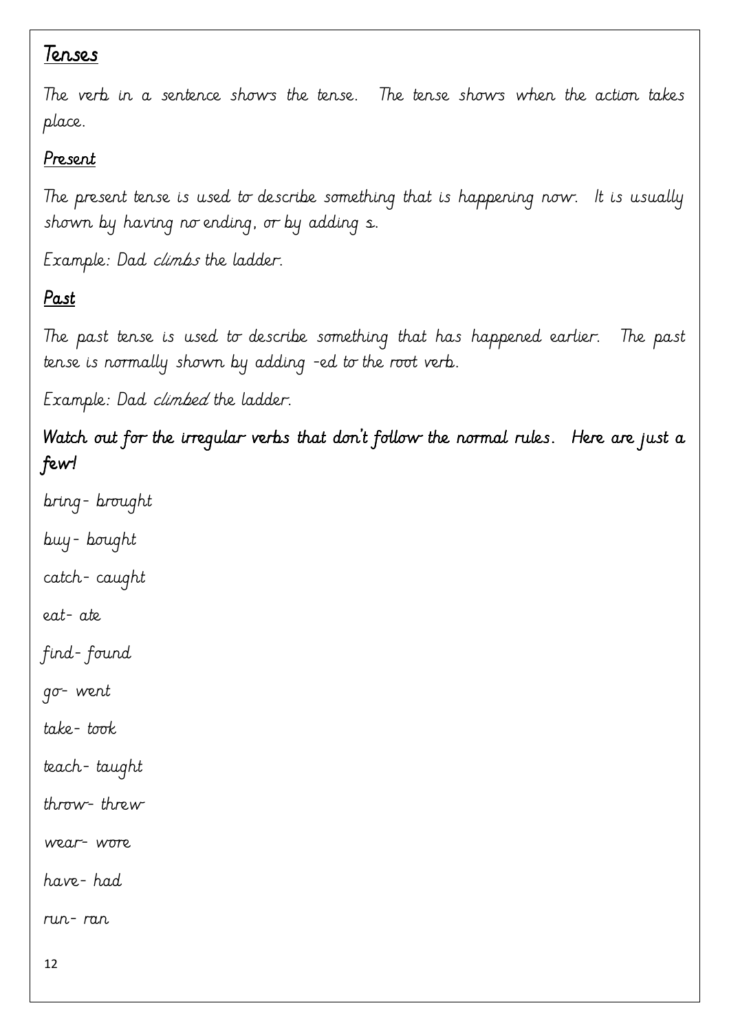## Tenses

The verb in a sentence shows the tense. The tense shows when the action takes place.

### Present

The present tense is used to describe something that is happening now. It is usually shown by having no ending, or by adding s.

Example: Dad *climbs* the ladder.

### Past

The past tense is used to describe something that has happened earlier. The past tense is normally shown by adding -ed to the root verb.

Example: Dad *climbed* the ladder.

**Watch out for the irregular verbs that don't follow the normal rules. Here are just a few!**

bring- brought

buy- bought

catch- caught

eat- ate

find- found

go- went

take- took

teach- taught

throw- threw

wear- wore

have- had

run- ran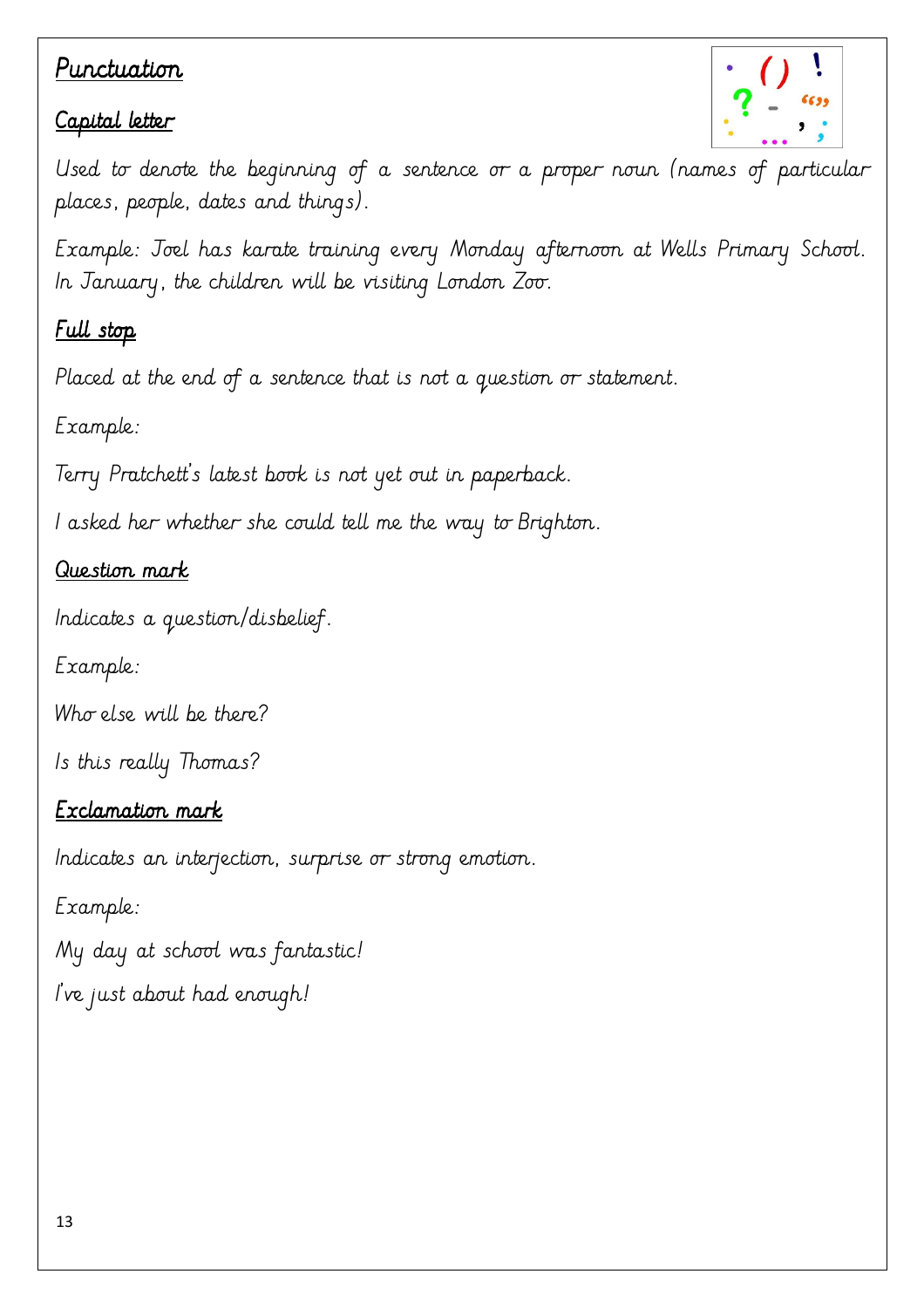# Punctuation

## Capital letter

Used to denote the beginning of a sentence or a proper noun (names of particular places, people, dates and things).

Example: Joel has karate training every Monday afternoon at Wells Primary School. In January, the children will be visiting London Zoo.

## Full stop

Placed at the end of a sentence that is not a question or statement.

Example:

Terry Pratchett's latest book is not yet out in paperback.

I asked her whether she could tell me the way to Brighton.

## Question mark

Indicates a question/disbelief.

Example:

Who else will be there?

Is this really Thomas?

## Exclamation mark

Indicates an interjection, surprise or strong emotion.

Example:

My day at school was fantastic!

I've just about had enough!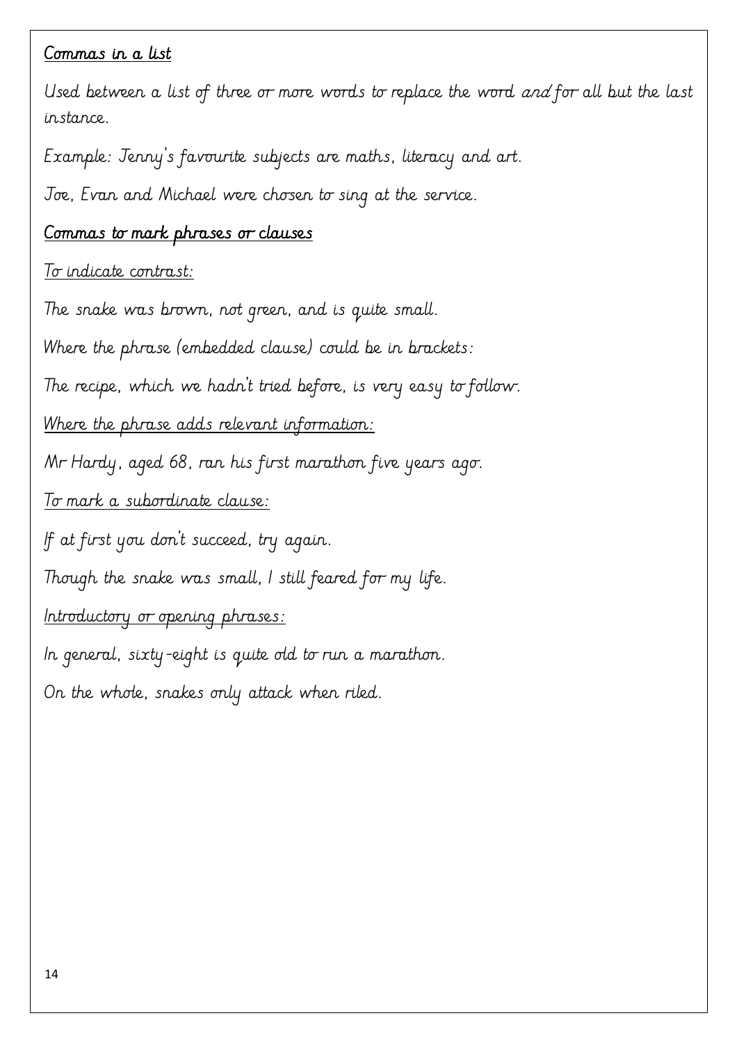## Commas in a list

Used between a list of three or more words to replace the word *and* for all but the last instance.

Example: Jenny's favourite subjects are maths, literacy and art.

Joe, Evan and Michael were chosen to sing at the service.

## Commas to mark phrases or clauses

To indicate contrast:

The snake was brown, not green, and is quite small.

Where the phrase (embedded clause) could be in brackets:

The recipe, which we hadn't tried before, is very easy to follow.

Where the phrase adds relevant information:

Mr Hardy, aged 68, ran his first marathon five years ago.

To mark a subordinate clause:

If at first you don't succeed, try again.

Though the snake was small, I still feared for my life.

Introductory or opening phrases:

In general, sixty-eight is quite old to run a marathon.

On the whole, snakes only attack when riled.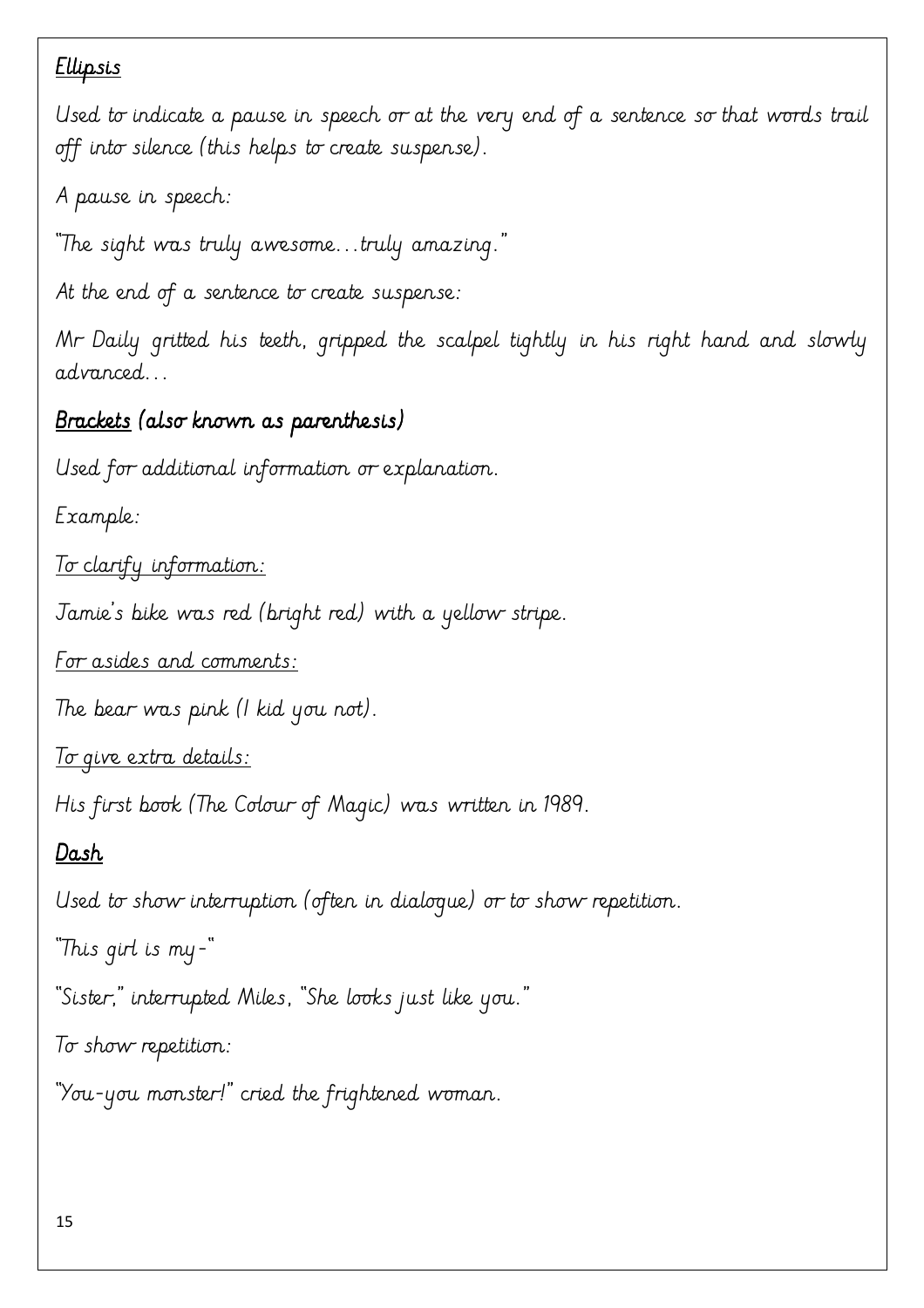## <u>Ellipsis</u>

Used to indicate a pause in speech or at the very end of a sentence so that words trail off into silence (this helps to create suspense).

A pause in speech:

"The sight was truly awesome…truly amazing."

At the end of a sentence to create suspense:

Mr Daily gritted his teeth, gripped the scalpel tightly in his right hand and slowly advanced…

## <u>Brackets</u> (also known as parenthesis)

Used for additional information or explanation.

Example:

<u>To clarify information:</u>

Jamie's bike was red (bright red) with a yellow stripe.

<u>For asides and comments:</u>

The bear was pink (I kid you not).

<u>To give extra details:</u>

His first book (The Colour of Magic) was written in 1989.

## <u>Dash</u>

Used to show interruption (often in dialogue) or to show repetition.

"This girl is my-"

"Sister," interrupted Miles, "She looks just like you."

To show repetition:

"You-you monster!" cried the frightened woman.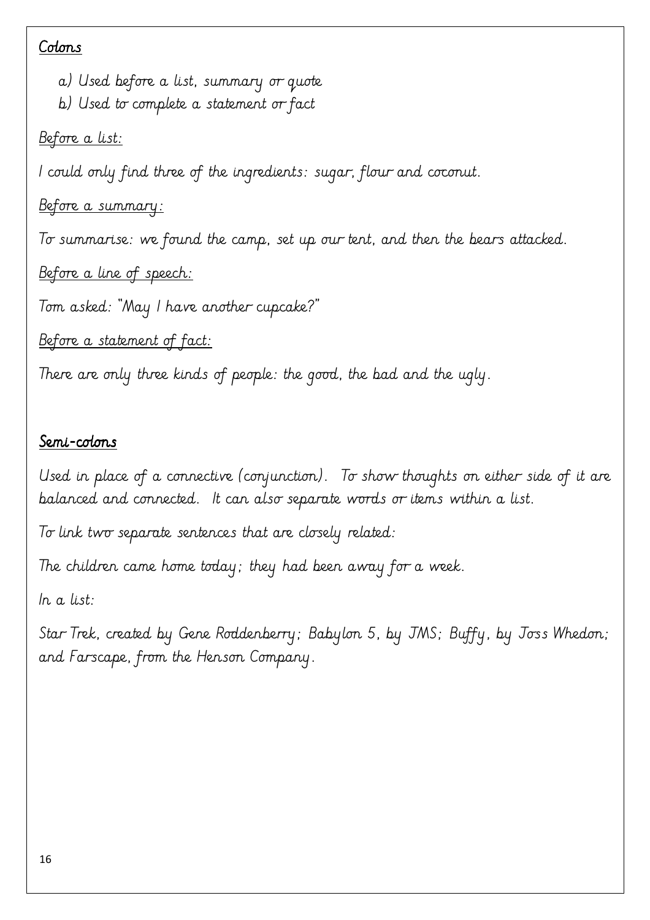## Colons

a) Used before a list, summary or quote
b) Used to complete a statement or fact

Before a list:

I could only find three of the ingredients: sugar, flour and coconut.

Before a summary:

To summarise: we found the camp, set up our tent, and then the bears attacked.

Before a line of speech:

Tom asked: "May I have another cupcake?"

Before a statement of fact:

There are only three kinds of people: the good, the bad and the ugly.

## Semi-colons

Used in place of a connective (conjunction). To show thoughts on either side of it are balanced and connected. It can also separate words or items within a list.

To link two separate sentences that are closely related:

The children came home today; they had been away for a week.

In a list:

Star Trek, created by Gene Roddenberry; Babylon 5, by JMS; Buffy, by Joss Whedon; and Farscape, from the Henson Company.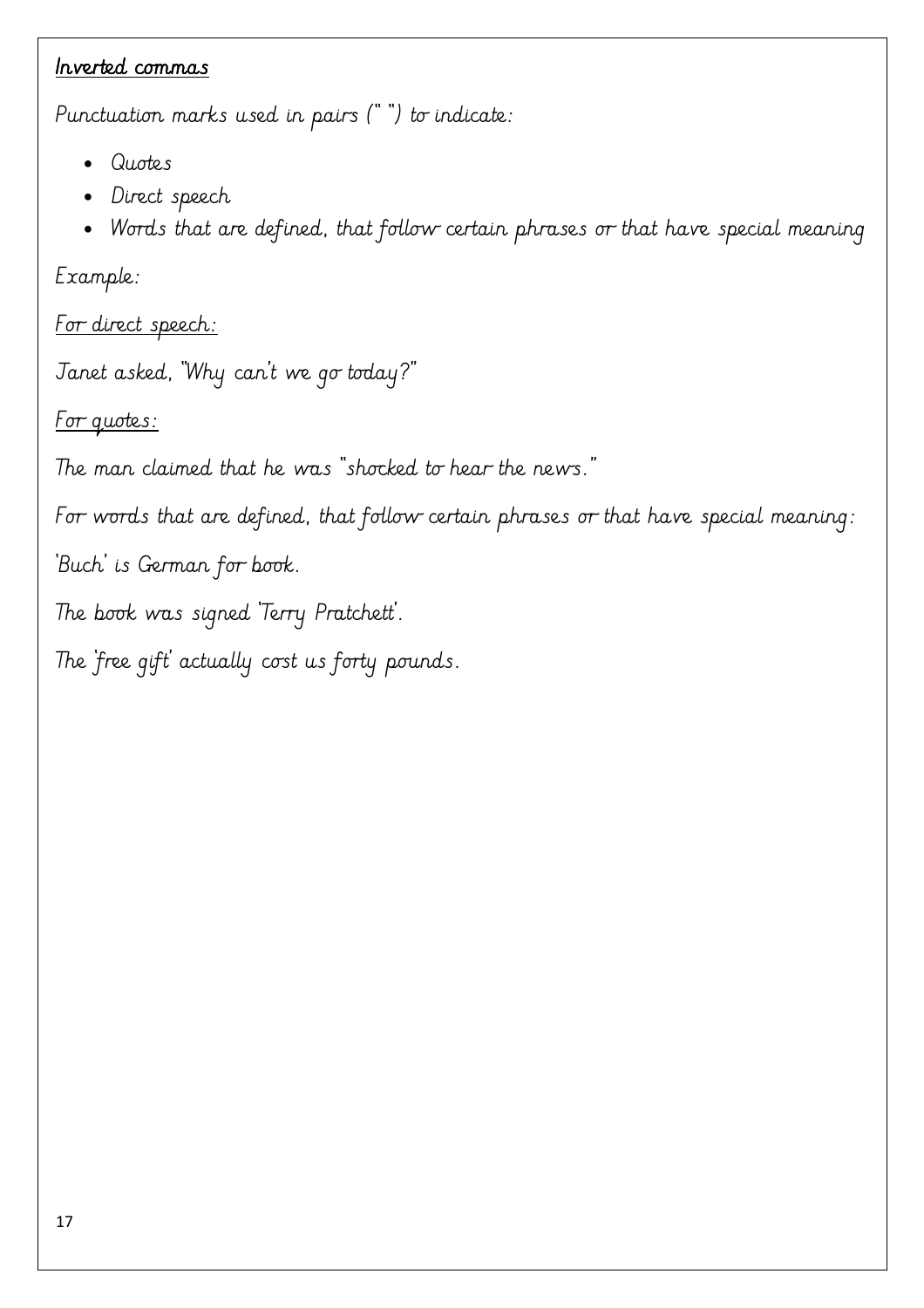## <u>Inverted commas</u>

Punctuation marks used in pairs (" ") to indicate:

- Quotes
- Direct speech
- Words that are defined, that follow certain phrases or that have special meaning

Example:

<u>For direct speech:</u>

Janet asked, "Why can't we go today?"

<u>For quotes:</u>

The man claimed that he was "shocked to hear the news."

For words that are defined, that follow certain phrases or that have special meaning:

'Buch' is German for book.

The book was signed 'Terry Pratchett'.

The 'free gift' actually cost us forty pounds.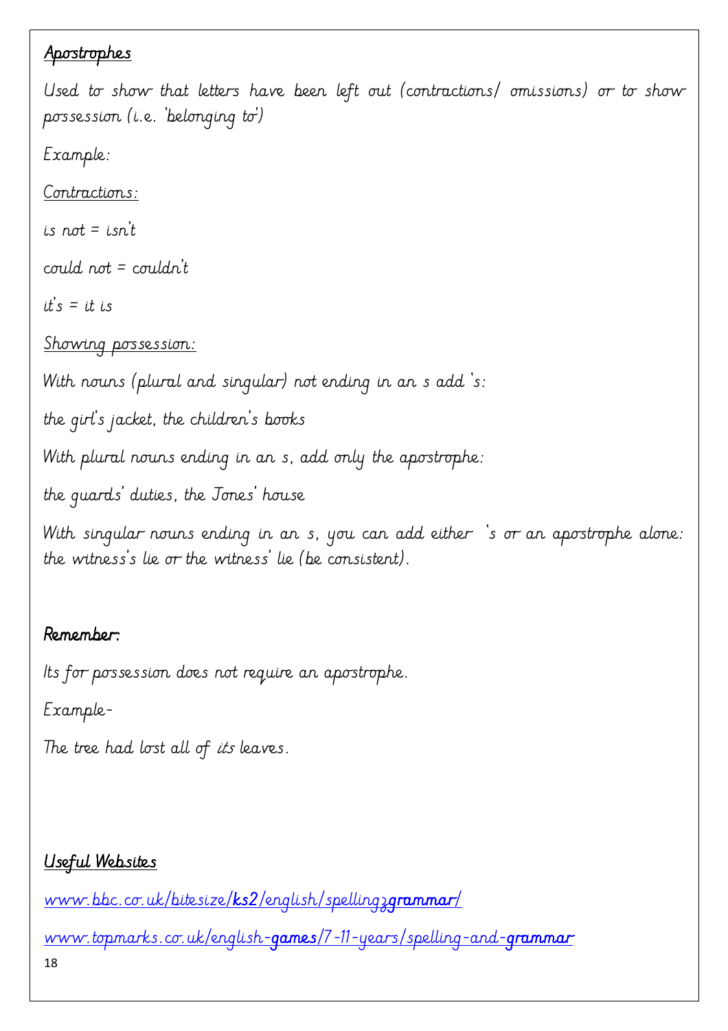## Apostrophes

Used to show that letters have been left out (contractions/ omissions) or to show possession (i.e. 'belonging to')

Example:

Contractions:

is not = isn't

could not = couldn't

it's = it is

Showing possession:

With nouns (plural and singular) not ending in an s add 's:

the girl's jacket, the children's books

With plural nouns ending in an s, add only the apostrophe:

the guards' duties, the Jones' house

With singular nouns ending in an s, you can add either 's or an apostrophe alone: the witness's lie or the witness' lie (be consistent).

**Remember:**

Its for possession does not require an apostrophe.

Example-

The tree had lost all of *its* leaves.

## Useful Websites

www.bbc.co.uk/bitesize/**ks2**/english/spelling**grammar**/

www.topmarks.co.uk/english-**games**/7-11-years/spelling-and-**grammar**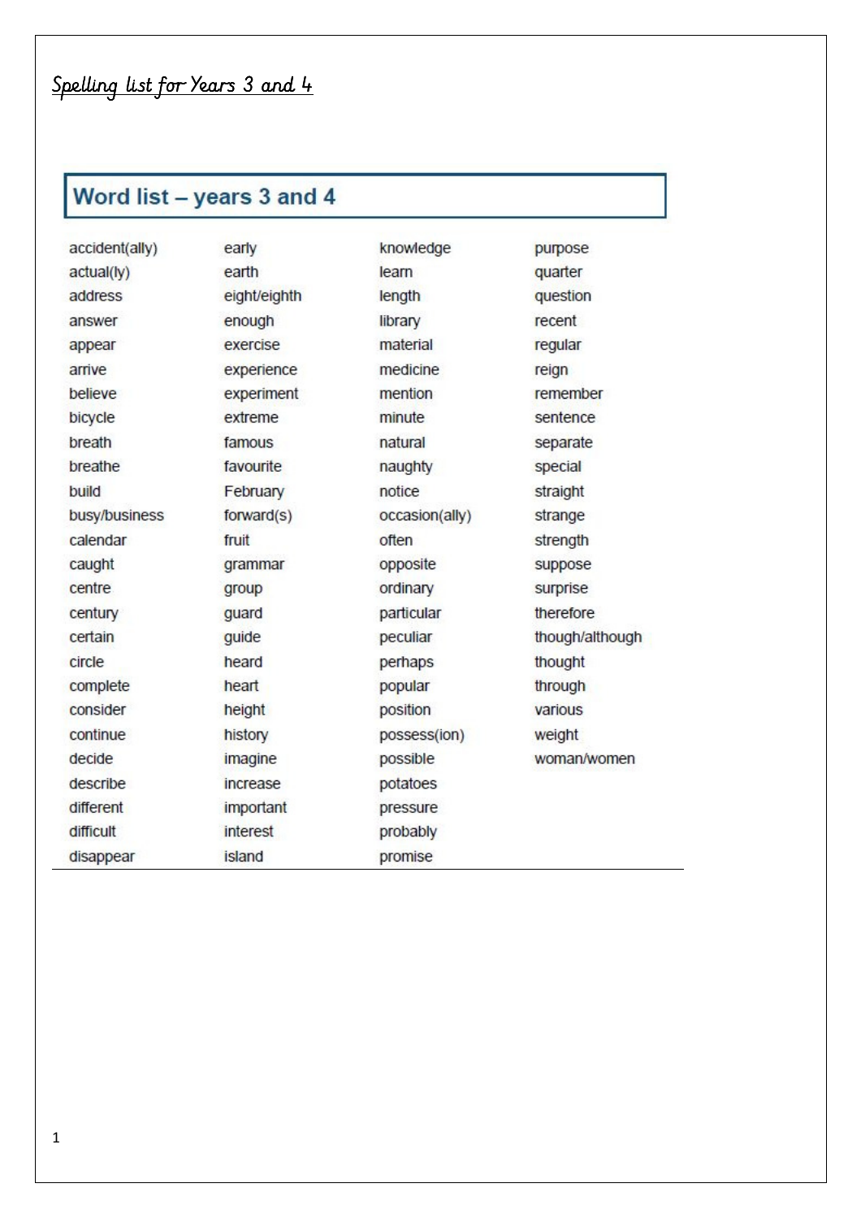# Spelling list for Years 3 and 4

## Word list – years 3 and 4

| | | | |
|---|---|---|---|
| accident(ally) | early | knowledge | purpose |
| actual(ly) | earth | learn | quarter |
| address | eight/eighth | length | question |
| answer | enough | library | recent |
| appear | exercise | material | regular |
| arrive | experience | medicine | reign |
| believe | experiment | mention | remember |
| bicycle | extreme | minute | sentence |
| breath | famous | natural | separate |
| breathe | favourite | naughty | special |
| build | February | notice | straight |
| busy/business | forward(s) | occasion(ally) | strange |
| calendar | fruit | often | strength |
| caught | grammar | opposite | suppose |
| centre | group | ordinary | surprise |
| century | guard | particular | therefore |
| certain | guide | peculiar | though/although |
| circle | heard | perhaps | thought |
| complete | heart | popular | through |
| consider | height | position | various |
| continue | history | possess(ion) | weight |
| decide | imagine | possible | woman/women |
| describe | increase | potatoes | |
| different | important | pressure | |
| difficult | interest | probably | |
| disappear | island | promise | |